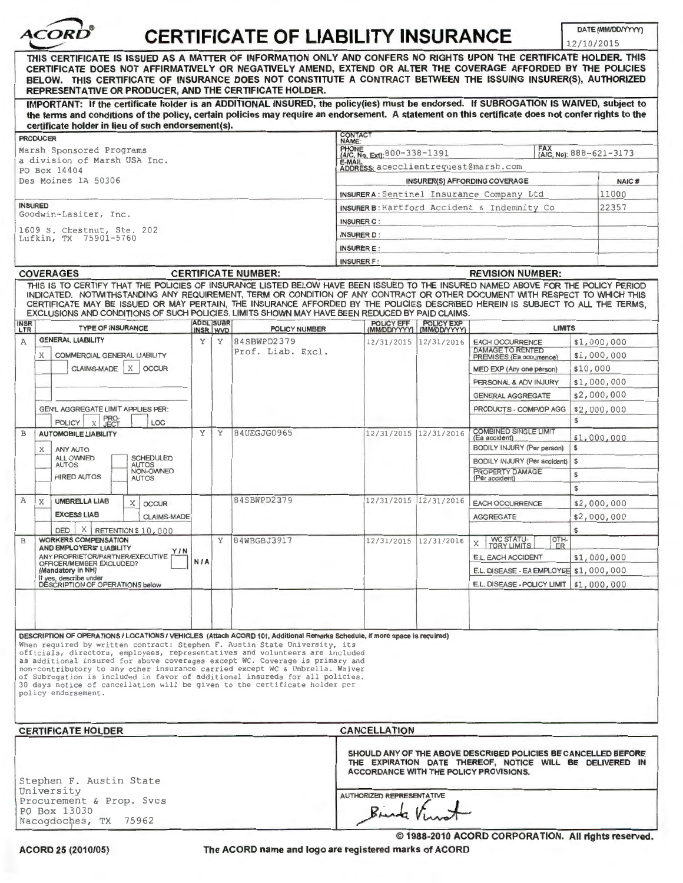# CERTIFICATE OF LIABILITY INSURANCE

ACORD®

DATE (MM/DD/YYYY): 12/10/2015

**THIS CERTIFICATE IS ISSUED AS A MATTER OF INFORMATION ONLY AND CONFERS NO RIGHTS UPON THE CERTIFICATE HOLDER. THIS CERTIFICATE DOES NOT AFFIRMATIVELY OR NEGATIVELY AMEND, EXTEND OR ALTER THE COVERAGE AFFORDED BY THE POLICIES BELOW. THIS CERTIFICATE OF INSURANCE DOES NOT CONSTITUTE A CONTRACT BETWEEN THE ISSUING INSURER(S), AUTHORIZED REPRESENTATIVE OR PRODUCER, AND THE CERTIFICATE HOLDER.**

**IMPORTANT: If the certificate holder is an ADDITIONAL INSURED, the policy(ies) must be endorsed. If SUBROGATION IS WAIVED, subject to the terms and conditions of the policy, certain policies may require an endorsement. A statement on this certificate does not confer rights to the certificate holder in lieu of such endorsement(s).**

| PRODUCER | CONTACT NAME: | | |
|---|---|---|---|
| Marsh Sponsored Programs<br>a division of Marsh USA Inc.<br>PO Box 14404<br>Des Moines IA 50306 | PHONE (A/C, No, Ext): 800-338-1391 | FAX (A/C, No): 888-621-3173 | |
| | E-MAIL ADDRESS: acecclientrequest@marsh.com | | |
| | INSURER(S) AFFORDING COVERAGE | | NAIC # |
| | INSURER A: Sentinel Insurance Company Ltd | | 11000 |
| **INSURED**<br>Goodwin-Lasiter, Inc.<br>1609 S. Chestnut, Ste. 202<br>Lufkin, TX 75901-5760 | INSURER B: Hartford Accident & Indemnity Co | | 22357 |
| | INSURER C: | | |
| | INSURER D: | | |
| | INSURER E: | | |
| | INSURER F: | | |

**COVERAGES** &nbsp;&nbsp;&nbsp; **CERTIFICATE NUMBER:** &nbsp;&nbsp;&nbsp; **REVISION NUMBER:**

THIS IS TO CERTIFY THAT THE POLICIES OF INSURANCE LISTED BELOW HAVE BEEN ISSUED TO THE INSURED NAMED ABOVE FOR THE POLICY PERIOD INDICATED. NOTWITHSTANDING ANY REQUIREMENT, TERM OR CONDITION OF ANY CONTRACT OR OTHER DOCUMENT WITH RESPECT TO WHICH THIS CERTIFICATE MAY BE ISSUED OR MAY PERTAIN, THE INSURANCE AFFORDED BY THE POLICIES DESCRIBED HEREIN IS SUBJECT TO ALL THE TERMS, EXCLUSIONS AND CONDITIONS OF SUCH POLICIES. LIMITS SHOWN MAY HAVE BEEN REDUCED BY PAID CLAIMS.

| INSR LTR | TYPE OF INSURANCE | ADDL INSR | SUBR WVD | POLICY NUMBER | POLICY EFF (MM/DD/YYYY) | POLICY EXP (MM/DD/YYYY) | LIMITS | |
|---|---|---|---|---|---|---|---|---|
| A | GENERAL LIABILITY | Y | Y | 84SBWPD2379<br>Prof. Liab. Excl. | 12/31/2015 | 12/31/2016 | EACH OCCURRENCE | $1,000,000 |
| | X COMMERCIAL GENERAL LIABILITY | | | | | | DAMAGE TO RENTED PREMISES (Ea occurrence) | $1,000,000 |
| | CLAIMS-MADE X OCCUR | | | | | | MED EXP (Any one person) | $10,000 |
| | | | | | | | PERSONAL & ADV INJURY | $1,000,000 |
| | | | | | | | GENERAL AGGREGATE | $2,000,000 |
| | GEN'L AGGREGATE LIMIT APPLIES PER: | | | | | | PRODUCTS - COMP/OP AGG | $2,000,000 |
| | POLICY X PROJECT LOC | | | | | | | $ |
| B | AUTOMOBILE LIABILITY | Y | Y | 84UEGJG0965 | 12/31/2015 | 12/31/2016 | COMBINED SINGLE LIMIT (Ea accident) | $1,000,000 |
| | X ANY AUTO | | | | | | BODILY INJURY (Per person) | $ |
| | ALL OWNED AUTOS / SCHEDULED AUTOS | | | | | | BODILY INJURY (Per accident) | $ |
| | HIRED AUTOS / NON-OWNED AUTOS | | | | | | PROPERTY DAMAGE (Per accident) | $ |
| | | | | | | | | $ |
| A | X UMBRELLA LIAB X OCCUR | | | 84SBWPD2379 | 12/31/2015 | 12/31/2016 | EACH OCCURRENCE | $2,000,000 |
| | EXCESS LIAB CLAIMS-MADE | | | | | | AGGREGATE | $2,000,000 |
| | DED X RETENTION $ 10,000 | | | | | | | $ |
| B | WORKERS COMPENSATION AND EMPLOYERS' LIABILITY Y/N<br>ANY PROPRIETOR/PARTNER/EXECUTIVE OFFICER/MEMBER EXCLUDED? (Mandatory in NH)<br>If yes, describe under DESCRIPTION OF OPERATIONS below | N/A | Y | 84WBGBJ3917 | 12/31/2015 | 12/31/2016 | X WC STATUTORY LIMITS / OTHER | |
| | | | | | | | E.L. EACH ACCIDENT | $1,000,000 |
| | | | | | | | E.L. DISEASE - EA EMPLOYEE | $1,000,000 |
| | | | | | | | E.L. DISEASE - POLICY LIMIT | $1,000,000 |

**DESCRIPTION OF OPERATIONS / LOCATIONS / VEHICLES** (Attach ACORD 101, Additional Remarks Schedule, if more space is required)

When required by written contract: Stephen F. Austin State University, its officials, directors, employees, representatives and volunteers are included as additional insured for above coverages except WC. Coverage is primary and non-contributory to any other insurance carried except WC & Umbrella. Waiver of Subrogation is included in favor of additional insureds for all policies. 30 days notice of cancellation will be given to the certificate holder per policy endorsement.

| CERTIFICATE HOLDER | CANCELLATION |
|---|---|
| Stephen F. Austin State University<br>Procurement & Prop. Svcs<br>PO Box 13030<br>Nacogdoches, TX 75962 | SHOULD ANY OF THE ABOVE DESCRIBED POLICIES BE CANCELLED BEFORE THE EXPIRATION DATE THEREOF, NOTICE WILL BE DELIVERED IN ACCORDANCE WITH THE POLICY PROVISIONS.<br><br>AUTHORIZED REPRESENTATIVE<br>Brinda Vinot |

© 1988-2010 ACORD CORPORATION. All rights reserved.

ACORD 25 (2010/05) &nbsp;&nbsp;&nbsp; The ACORD name and logo are registered marks of ACORD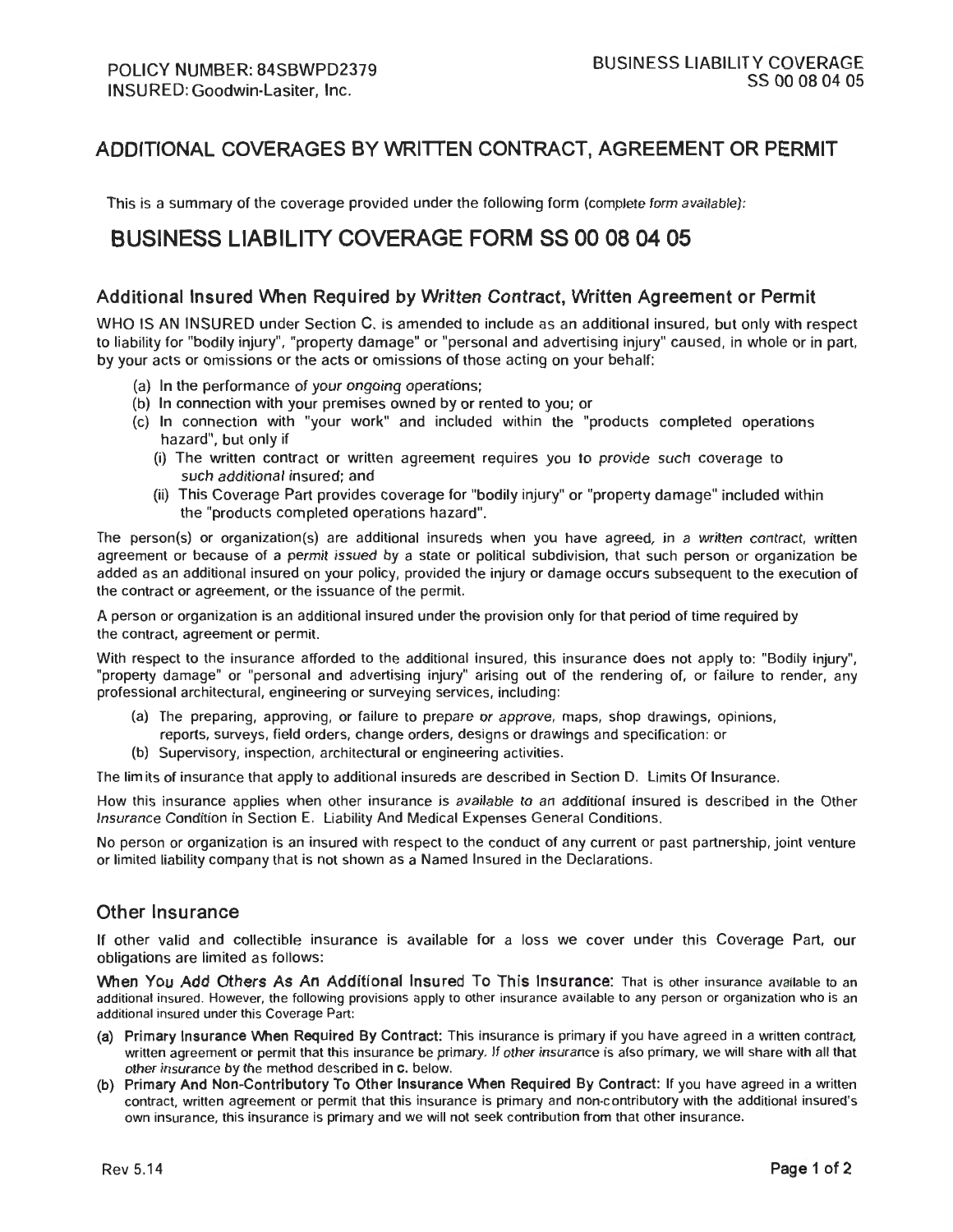POLICY NUMBER: 84SBWPD2379
INSURED: Goodwin-Lasiter, Inc.

BUSINESS LIABILITY COVERAGE
SS 00 08 04 05

## ADDITIONAL COVERAGES BY WRITTEN CONTRACT, AGREEMENT OR PERMIT

This is a summary of the coverage provided under the following form (*complete form available*):

# BUSINESS LIABILITY COVERAGE FORM SS 00 08 04 05

### Additional Insured When Required by Written Contract, Written Agreement or Permit

WHO IS AN INSURED under Section C. is amended to include as an additional insured, but only with respect to liability for "bodily injury", "property damage" or "personal and advertising injury" caused, in whole or in part, by your acts or omissions or the acts or omissions of those acting on your behalf:

(a) In the performance of your ongoing operations;
(b) In connection with your premises owned by or rented to you; or
(c) In connection with "your work" and included within the "products completed operations hazard", but only if
   (i) The written contract or written agreement requires you to provide such coverage to such additional insured; and
   (ii) This Coverage Part provides coverage for "bodily injury" or "property damage" included within the "products completed operations hazard".

The person(s) or organization(s) are additional insureds when you have agreed, in a written contract, written agreement or because of a permit issued by a state or political subdivision, that such person or organization be added as an additional insured on your policy, provided the injury or damage occurs subsequent to the execution of the contract or agreement, or the issuance of the permit.

A person or organization is an additional insured under the provision only for that period of time required by the contract, agreement or permit.

With respect to the insurance afforded to the additional insured, this insurance does not apply to: "Bodily injury", "property damage" or "personal and advertising injury" arising out of the rendering of, or failure to render, any professional architectural, engineering or surveying services, including:

(a) The preparing, approving, or failure to prepare or approve, maps, shop drawings, opinions, reports, surveys, field orders, change orders, designs or drawings and specification: or
(b) Supervisory, inspection, architectural or engineering activities.

The limits of insurance that apply to additional insureds are described in Section D. Limits Of Insurance.

How this insurance applies when other insurance is available to an additional insured is described in the Other Insurance Condition in Section E. Liability And Medical Expenses General Conditions.

No person or organization is an insured with respect to the conduct of any current or past partnership, joint venture or limited liability company that is not shown as a Named Insured in the Declarations.

### Other Insurance

If other valid and collectible insurance is available for a loss we cover under this Coverage Part, our obligations are limited as follows:

**When You Add Others As An Additional Insured To This Insurance:** That is other insurance available to an additional insured. However, the following provisions apply to other insurance available to any person or organization who is an additional insured under this Coverage Part:

(a) **Primary Insurance When Required By Contract:** This insurance is primary if you have agreed in a written contract, written agreement or permit that this insurance be primary. If other insurance is also primary, we will share with all that other insurance by the method described in **c.** below.

(b) **Primary And Non-Contributory To Other Insurance When Required By Contract:** If you have agreed in a written contract, written agreement or permit that this insurance is primary and non-contributory with the additional insured's own insurance, this insurance is primary and we will not seek contribution from that other insurance.

Rev 5.14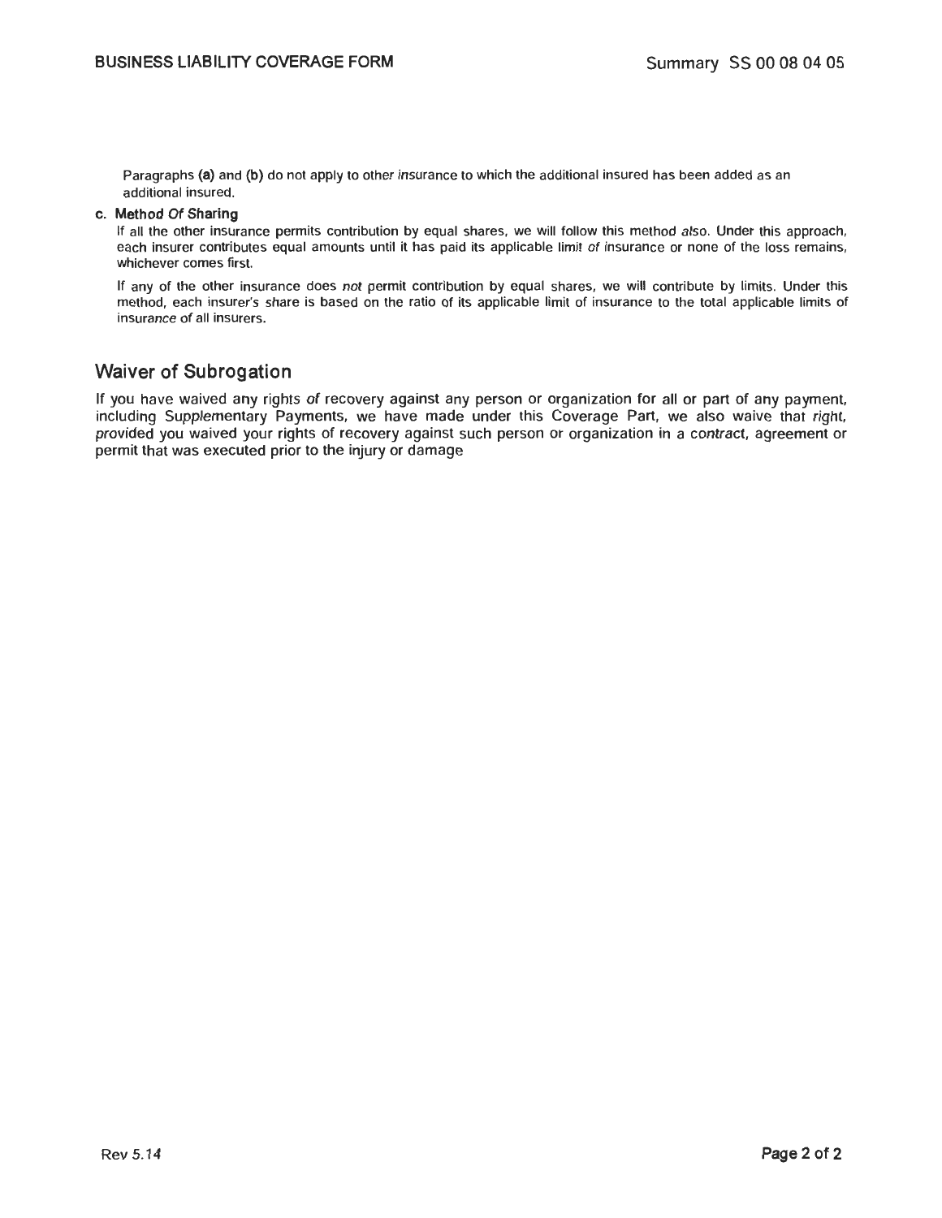Paragraphs **(a)** and **(b)** do not apply to other insurance to which the additional insured has been added as an additional insured.

**c. Method Of Sharing**

If all the other insurance permits contribution by equal shares, we will follow this method also. Under this approach, each insurer contributes equal amounts until it has paid its applicable limit of insurance or none of the loss remains, whichever comes first.

If any of the other insurance does *not* permit contribution by equal shares, we will contribute by limits. Under this method, each insurer's share is based on the ratio of its applicable limit of insurance to the total applicable limits of insurance of all insurers.

## Waiver of Subrogation

If you have waived any rights of recovery against any person or organization for all or part of any payment, including Supplementary Payments, we have made under this Coverage Part, we also waive that right, provided you waived your rights of recovery against such person or organization in a contract, agreement or permit that was executed prior to the injury or damage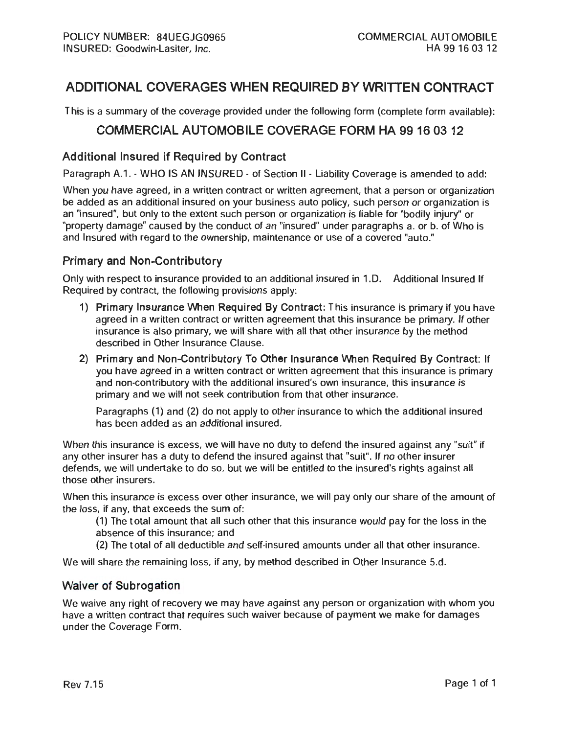POLICY NUMBER: 84UEGJG0965
INSURED: Goodwin-Lasiter, Inc.

COMMERCIAL AUTOMOBILE
HA 99 16 03 12

# ADDITIONAL COVERAGES WHEN REQUIRED BY WRITTEN CONTRACT

This is a summary of the coverage provided under the following form (complete form available):

## COMMERCIAL AUTOMOBILE COVERAGE FORM HA 99 16 03 12

### Additional Insured if Required by Contract

Paragraph A.1. - WHO IS AN INSURED - of Section II - Liability Coverage is amended to add:

When you have agreed, in a written contract or written agreement, that a person or organization be added as an additional insured on your business auto policy, such person or organization is an "insured", but only to the extent such person or organization is liable for "bodily injury" or "property damage" caused by the conduct of an "insured" under paragraphs a. or b. of Who is and Insured with regard to the ownership, maintenance or use of a covered "auto."

### Primary and Non-Contributory

Only with respect to insurance provided to an additional insured in 1.D. Additional Insured If Required by contract, the following provisions apply:

1) **Primary Insurance When Required By Contract:** This insurance is primary if you have agreed in a written contract or written agreement that this insurance be primary. If other insurance is also primary, we will share with all that other insurance by the method described in Other Insurance Clause.
2) **Primary and Non-Contributory To Other Insurance When Required By Contract:** If you have agreed in a written contract or written agreement that this insurance is primary and non-contributory with the additional insured's own insurance, this insurance is primary and we will not seek contribution from that other insurance.

   Paragraphs (1) and (2) do not apply to other insurance to which the additional insured has been added as an additional insured.

When this insurance is excess, we will have no duty to defend the insured against any "suit" if any other insurer has a duty to defend the insured against that "suit". If no other insurer defends, we will undertake to do so, but we will be entitled to the insured's rights against all those other insurers.

When this insurance is excess over other insurance, we will pay only our share of the amount of the loss, if any, that exceeds the sum of:

(1) The total amount that all such other that this insurance would pay for the loss in the absence of this insurance; and
(2) The total of all deductible and self-insured amounts under all that other insurance.

We will share the remaining loss, if any, by method described in Other Insurance 5.d.

### Waiver of Subrogation

We waive any right of recovery we may have against any person or organization with whom you have a written contract that requires such waiver because of payment we make for damages under the Coverage Form.

Rev 7.15